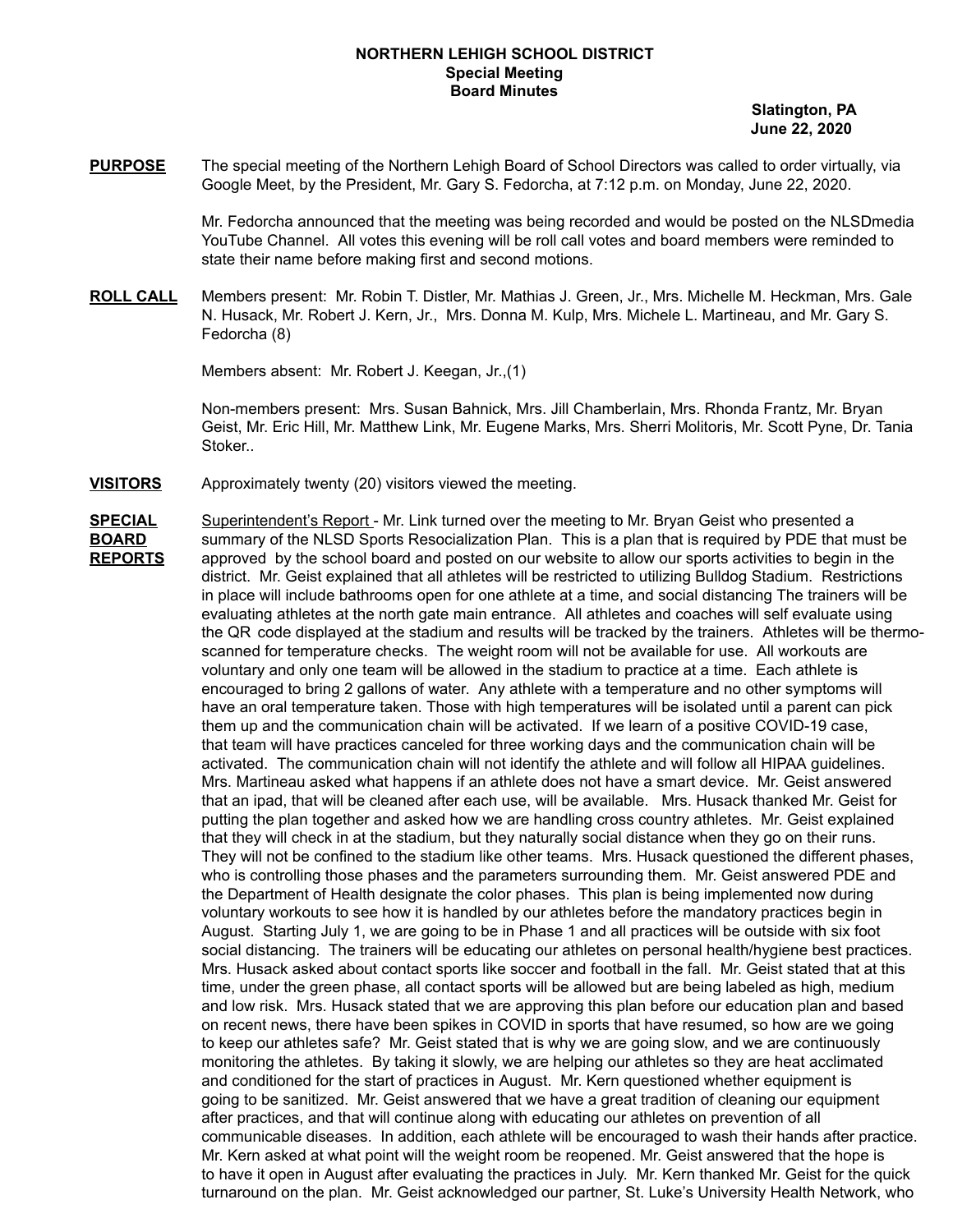# NORTHERN LEHIGH SCHOOL DISTRICT
## Special Meeting
## Board Minutes

**Slatington, PA**
**June 22, 2020**

**PURPOSE** The special meeting of the Northern Lehigh Board of School Directors was called to order virtually, via Google Meet, by the President, Mr. Gary S. Fedorcha, at 7:12 p.m. on Monday, June 22, 2020.

Mr. Fedorcha announced that the meeting was being recorded and would be posted on the NLSDmedia YouTube Channel. All votes this evening will be roll call votes and board members were reminded to state their name before making first and second motions.

**ROLL CALL** Members present: Mr. Robin T. Distler, Mr. Mathias J. Green, Jr., Mrs. Michelle M. Heckman, Mrs. Gale N. Husack, Mr. Robert J. Kern, Jr., Mrs. Donna M. Kulp, Mrs. Michele L. Martineau, and Mr. Gary S. Fedorcha (8)

Members absent: Mr. Robert J. Keegan, Jr.,(1)

Non-members present: Mrs. Susan Bahnick, Mrs. Jill Chamberlain, Mrs. Rhonda Frantz, Mr. Bryan Geist, Mr. Eric Hill, Mr. Matthew Link, Mr. Eugene Marks, Mrs. Sherri Molitoris, Mr. Scott Pyne, Dr. Tania Stoker..

**VISITORS** Approximately twenty (20) visitors viewed the meeting.

**SPECIAL BOARD REPORTS** Superintendent's Report - Mr. Link turned over the meeting to Mr. Bryan Geist who presented a summary of the NLSD Sports Resocialization Plan. This is a plan that is required by PDE that must be approved by the school board and posted on our website to allow our sports activities to begin in the district. Mr. Geist explained that all athletes will be restricted to utilizing Bulldog Stadium. Restrictions in place will include bathrooms open for one athlete at a time, and social distancing The trainers will be evaluating athletes at the north gate main entrance. All athletes and coaches will self evaluate using the QR code displayed at the stadium and results will be tracked by the trainers. Athletes will be thermo-scanned for temperature checks. The weight room will not be available for use. All workouts are voluntary and only one team will be allowed in the stadium to practice at a time. Each athlete is encouraged to bring 2 gallons of water. Any athlete with a temperature and no other symptoms will have an oral temperature taken. Those with high temperatures will be isolated until a parent can pick them up and the communication chain will be activated. If we learn of a positive COVID-19 case, that team will have practices canceled for three working days and the communication chain will be activated. The communication chain will not identify the athlete and will follow all HIPAA guidelines. Mrs. Martineau asked what happens if an athlete does not have a smart device. Mr. Geist answered that an ipad, that will be cleaned after each use, will be available. Mrs. Husack thanked Mr. Geist for putting the plan together and asked how we are handling cross country athletes. Mr. Geist explained that they will check in at the stadium, but they naturally social distance when they go on their runs. They will not be confined to the stadium like other teams. Mrs. Husack questioned the different phases, who is controlling those phases and the parameters surrounding them. Mr. Geist answered PDE and the Department of Health designate the color phases. This plan is being implemented now during voluntary workouts to see how it is handled by our athletes before the mandatory practices begin in August. Starting July 1, we are going to be in Phase 1 and all practices will be outside with six foot social distancing. The trainers will be educating our athletes on personal health/hygiene best practices. Mrs. Husack asked about contact sports like soccer and football in the fall. Mr. Geist stated that at this time, under the green phase, all contact sports will be allowed but are being labeled as high, medium and low risk. Mrs. Husack stated that we are approving this plan before our education plan and based on recent news, there have been spikes in COVID in sports that have resumed, so how are we going to keep our athletes safe? Mr. Geist stated that is why we are going slow, and we are continuously monitoring the athletes. By taking it slowly, we are helping our athletes so they are heat acclimated and conditioned for the start of practices in August. Mr. Kern questioned whether equipment is going to be sanitized. Mr. Geist answered that we have a great tradition of cleaning our equipment after practices, and that will continue along with educating our athletes on prevention of all communicable diseases. In addition, each athlete will be encouraged to wash their hands after practice. Mr. Kern asked at what point will the weight room be reopened. Mr. Geist answered that the hope is to have it open in August after evaluating the practices in July. Mr. Kern thanked Mr. Geist for the quick turnaround on the plan. Mr. Geist acknowledged our partner, St. Luke's University Health Network, who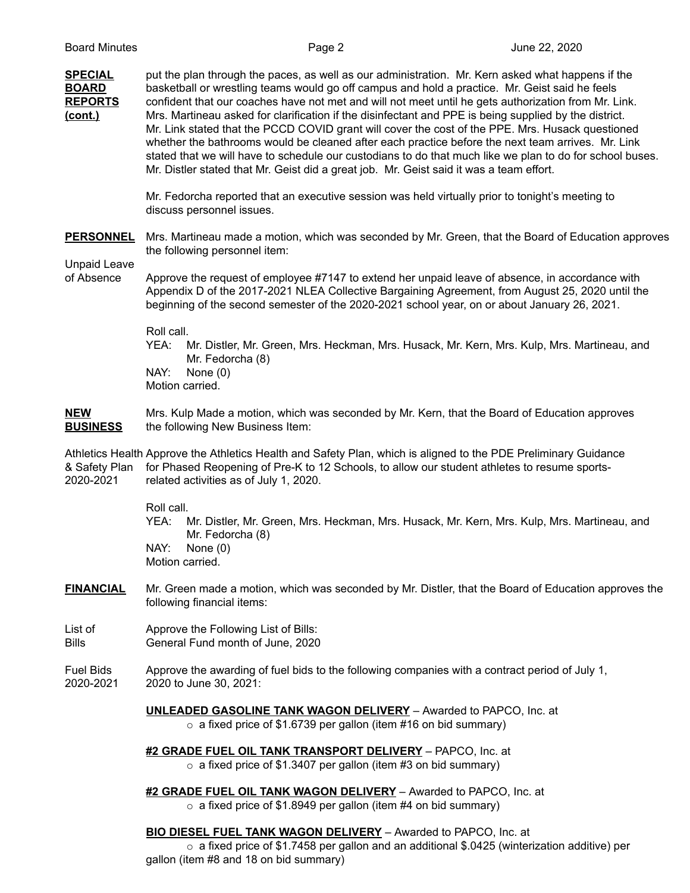**SPECIAL BOARD REPORTS (cont.)**

put the plan through the paces, as well as our administration. Mr. Kern asked what happens if the basketball or wrestling teams would go off campus and hold a practice. Mr. Geist said he feels confident that our coaches have not met and will not meet until he gets authorization from Mr. Link. Mrs. Martineau asked for clarification if the disinfectant and PPE is being supplied by the district. Mr. Link stated that the PCCD COVID grant will cover the cost of the PPE. Mrs. Husack questioned whether the bathrooms would be cleaned after each practice before the next team arrives. Mr. Link stated that we will have to schedule our custodians to do that much like we plan to do for school buses. Mr. Distler stated that Mr. Geist did a great job. Mr. Geist said it was a team effort.

Mr. Fedorcha reported that an executive session was held virtually prior to tonight's meeting to discuss personnel issues.

**PERSONNEL**

Mrs. Martineau made a motion, which was seconded by Mr. Green, that the Board of Education approves the following personnel item:

Unpaid Leave of Absence

Approve the request of employee #7147 to extend her unpaid leave of absence, in accordance with Appendix D of the 2017-2021 NLEA Collective Bargaining Agreement, from August 25, 2020 until the beginning of the second semester of the 2020-2021 school year, on or about January 26, 2021.

Roll call.
YEA: Mr. Distler, Mr. Green, Mrs. Heckman, Mrs. Husack, Mr. Kern, Mrs. Kulp, Mrs. Martineau, and Mr. Fedorcha (8)
NAY: None (0)
Motion carried.

**NEW BUSINESS**

Mrs. Kulp Made a motion, which was seconded by Mr. Kern, that the Board of Education approves the following New Business Item:

Athletics Health & Safety Plan 2020-2021

Approve the Athletics Health and Safety Plan, which is aligned to the PDE Preliminary Guidance for Phased Reopening of Pre-K to 12 Schools, to allow our student athletes to resume sports-related activities as of July 1, 2020.

Roll call.
YEA: Mr. Distler, Mr. Green, Mrs. Heckman, Mrs. Husack, Mr. Kern, Mrs. Kulp, Mrs. Martineau, and Mr. Fedorcha (8)
NAY: None (0)
Motion carried.

**FINANCIAL**

Mr. Green made a motion, which was seconded by Mr. Distler, that the Board of Education approves the following financial items:

List of Bills

Approve the Following List of Bills:
General Fund month of June, 2020

Fuel Bids 2020-2021

Approve the awarding of fuel bids to the following companies with a contract period of July 1, 2020 to June 30, 2021:

**UNLEADED GASOLINE TANK WAGON DELIVERY** – Awarded to PAPCO, Inc. at
- a fixed price of $1.6739 per gallon (item #16 on bid summary)

**#2 GRADE FUEL OIL TANK TRANSPORT DELIVERY** – PAPCO, Inc. at
- a fixed price of $1.3407 per gallon (item #3 on bid summary)

**#2 GRADE FUEL OIL TANK WAGON DELIVERY** – Awarded to PAPCO, Inc. at
- a fixed price of $1.8949 per gallon (item #4 on bid summary)

**BIO DIESEL FUEL TANK WAGON DELIVERY** – Awarded to PAPCO, Inc. at
- a fixed price of $1.7458 per gallon and an additional $.0425 (winterization additive) per gallon (item #8 and 18 on bid summary)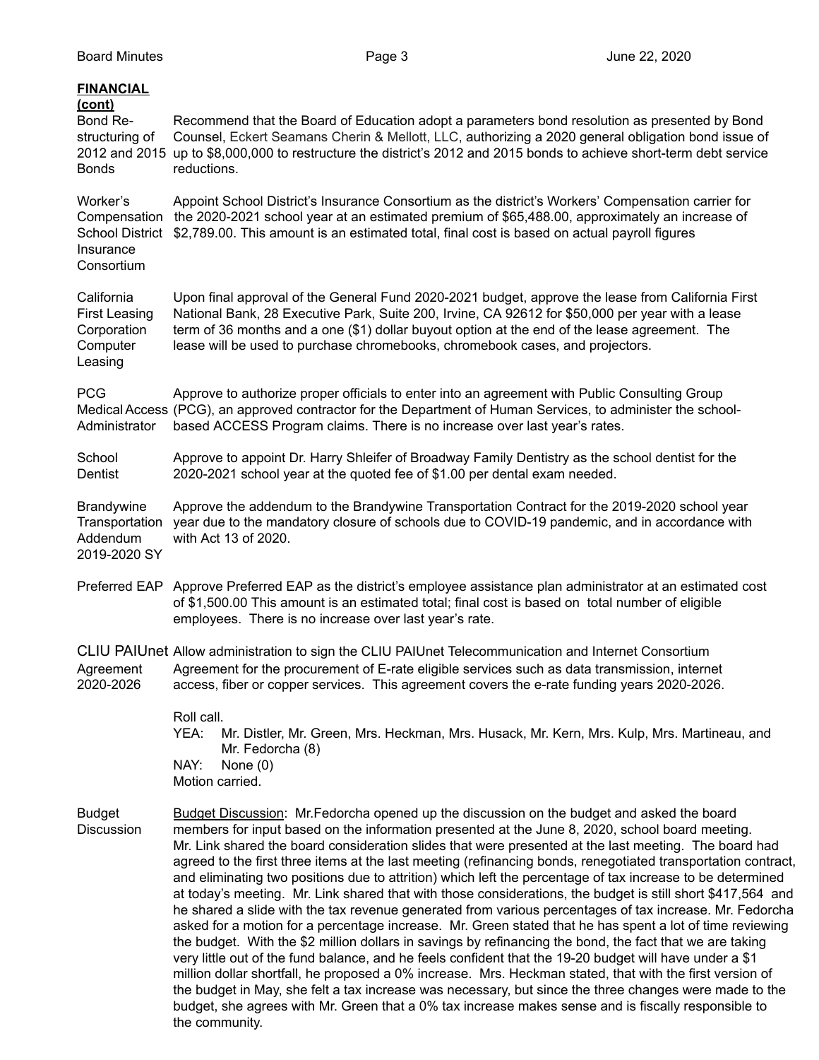**FINANCIAL (cont)**

**Bond Restructuring of 2012 and 2015 Bonds**
Recommend that the Board of Education adopt a parameters bond resolution as presented by Bond Counsel, Eckert Seamans Cherin & Mellott, LLC, authorizing a 2020 general obligation bond issue of up to $8,000,000 to restructure the district's 2012 and 2015 bonds to achieve short-term debt service reductions.

**Worker's Compensation School District Insurance Consortium**
Appoint School District's Insurance Consortium as the district's Workers' Compensation carrier for the 2020-2021 school year at an estimated premium of $65,488.00, approximately an increase of $2,789.00. This amount is an estimated total, final cost is based on actual payroll figures

**California First Leasing Corporation Computer Leasing**
Upon final approval of the General Fund 2020-2021 budget, approve the lease from California First National Bank, 28 Executive Park, Suite 200, Irvine, CA 92612 for $50,000 per year with a lease term of 36 months and a one ($1) dollar buyout option at the end of the lease agreement. The lease will be used to purchase chromebooks, chromebook cases, and projectors.

**PCG Medical Access Administrator**
Approve to authorize proper officials to enter into an agreement with Public Consulting Group (PCG), an approved contractor for the Department of Human Services, to administer the school-based ACCESS Program claims. There is no increase over last year's rates.

**School Dentist**
Approve to appoint Dr. Harry Shleifer of Broadway Family Dentistry as the school dentist for the 2020-2021 school year at the quoted fee of $1.00 per dental exam needed.

**Brandywine Transportation Addendum 2019-2020 SY**
Approve the addendum to the Brandywine Transportation Contract for the 2019-2020 school year year due to the mandatory closure of schools due to COVID-19 pandemic, and in accordance with with Act 13 of 2020.

**Preferred EAP**
Approve Preferred EAP as the district's employee assistance plan administrator at an estimated cost of $1,500.00 This amount is an estimated total; final cost is based on total number of eligible employees. There is no increase over last year's rate.

**CLIU PAIUnet Agreement 2020-2026**
Allow administration to sign the CLIU PAIUnet Telecommunication and Internet Consortium Agreement for the procurement of E-rate eligible services such as data transmission, internet access, fiber or copper services. This agreement covers the e-rate funding years 2020-2026.

Roll call.
YEA: Mr. Distler, Mr. Green, Mrs. Heckman, Mrs. Husack, Mr. Kern, Mrs. Kulp, Mrs. Martineau, and Mr. Fedorcha (8)
NAY: None (0)
Motion carried.

**Budget Discussion**
Budget Discussion: Mr.Fedorcha opened up the discussion on the budget and asked the board members for input based on the information presented at the June 8, 2020, school board meeting. Mr. Link shared the board consideration slides that were presented at the last meeting. The board had agreed to the first three items at the last meeting (refinancing bonds, renegotiated transportation contract, and eliminating two positions due to attrition) which left the percentage of tax increase to be determined at today's meeting. Mr. Link shared that with those considerations, the budget is still short $417,564 and he shared a slide with the tax revenue generated from various percentages of tax increase. Mr. Fedorcha asked for a motion for a percentage increase. Mr. Green stated that he has spent a lot of time reviewing the budget. With the $2 million dollars in savings by refinancing the bond, the fact that we are taking very little out of the fund balance, and he feels confident that the 19-20 budget will have under a $1 million dollar shortfall, he proposed a 0% increase. Mrs. Heckman stated, that with the first version of the budget in May, she felt a tax increase was necessary, but since the three changes were made to the budget, she agrees with Mr. Green that a 0% tax increase makes sense and is fiscally responsible to the community.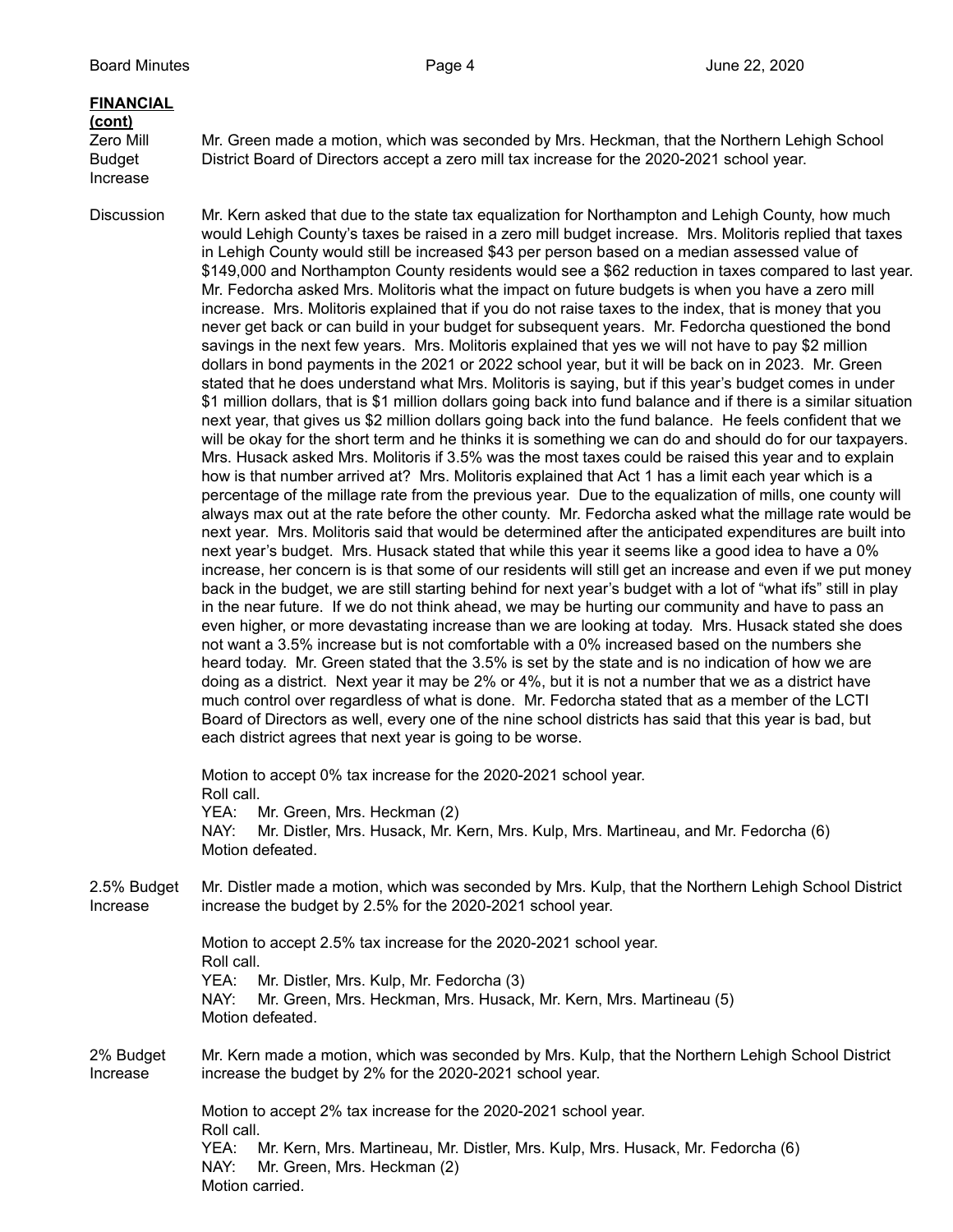**FINANCIAL (cont)**

**Zero Mill Budget Increase**

Mr. Green made a motion, which was seconded by Mrs. Heckman, that the Northern Lehigh School District Board of Directors accept a zero mill tax increase for the 2020-2021 school year.

**Discussion**

Mr. Kern asked that due to the state tax equalization for Northampton and Lehigh County, how much would Lehigh County's taxes be raised in a zero mill budget increase. Mrs. Molitoris replied that taxes in Lehigh County would still be increased $43 per person based on a median assessed value of $149,000 and Northampton County residents would see a $62 reduction in taxes compared to last year. Mr. Fedorcha asked Mrs. Molitoris what the impact on future budgets is when you have a zero mill increase. Mrs. Molitoris explained that if you do not raise taxes to the index, that is money that you never get back or can build in your budget for subsequent years. Mr. Fedorcha questioned the bond savings in the next few years. Mrs. Molitoris explained that yes we will not have to pay $2 million dollars in bond payments in the 2021 or 2022 school year, but it will be back on in 2023. Mr. Green stated that he does understand what Mrs. Molitoris is saying, but if this year's budget comes in under $1 million dollars, that is $1 million dollars going back into fund balance and if there is a similar situation next year, that gives us $2 million dollars going back into the fund balance. He feels confident that we will be okay for the short term and he thinks it is something we can do and should do for our taxpayers. Mrs. Husack asked Mrs. Molitoris if 3.5% was the most taxes could be raised this year and to explain how is that number arrived at? Mrs. Molitoris explained that Act 1 has a limit each year which is a percentage of the millage rate from the previous year. Due to the equalization of mills, one county will always max out at the rate before the other county. Mr. Fedorcha asked what the millage rate would be next year. Mrs. Molitoris said that would be determined after the anticipated expenditures are built into next year's budget. Mrs. Husack stated that while this year it seems like a good idea to have a 0% increase, her concern is is that some of our residents will still get an increase and even if we put money back in the budget, we are still starting behind for next year's budget with a lot of "what ifs" still in play in the near future. If we do not think ahead, we may be hurting our community and have to pass an even higher, or more devastating increase than we are looking at today. Mrs. Husack stated she does not want a 3.5% increase but is not comfortable with a 0% increased based on the numbers she heard today. Mr. Green stated that the 3.5% is set by the state and is no indication of how we are doing as a district. Next year it may be 2% or 4%, but it is not a number that we as a district have much control over regardless of what is done. Mr. Fedorcha stated that as a member of the LCTI Board of Directors as well, every one of the nine school districts has said that this year is bad, but each district agrees that next year is going to be worse.

Motion to accept 0% tax increase for the 2020-2021 school year.
Roll call.
YEA: Mr. Green, Mrs. Heckman (2)
NAY: Mr. Distler, Mrs. Husack, Mr. Kern, Mrs. Kulp, Mrs. Martineau, and Mr. Fedorcha (6)
Motion defeated.

**2.5% Budget Increase**

Mr. Distler made a motion, which was seconded by Mrs. Kulp, that the Northern Lehigh School District increase the budget by 2.5% for the 2020-2021 school year.

Motion to accept 2.5% tax increase for the 2020-2021 school year.
Roll call.
YEA: Mr. Distler, Mrs. Kulp, Mr. Fedorcha (3)
NAY: Mr. Green, Mrs. Heckman, Mrs. Husack, Mr. Kern, Mrs. Martineau (5)
Motion defeated.

**2% Budget Increase**

Mr. Kern made a motion, which was seconded by Mrs. Kulp, that the Northern Lehigh School District increase the budget by 2% for the 2020-2021 school year.

Motion to accept 2% tax increase for the 2020-2021 school year.
Roll call.
YEA: Mr. Kern, Mrs. Martineau, Mr. Distler, Mrs. Kulp, Mrs. Husack, Mr. Fedorcha (6)
NAY: Mr. Green, Mrs. Heckman (2)
Motion carried.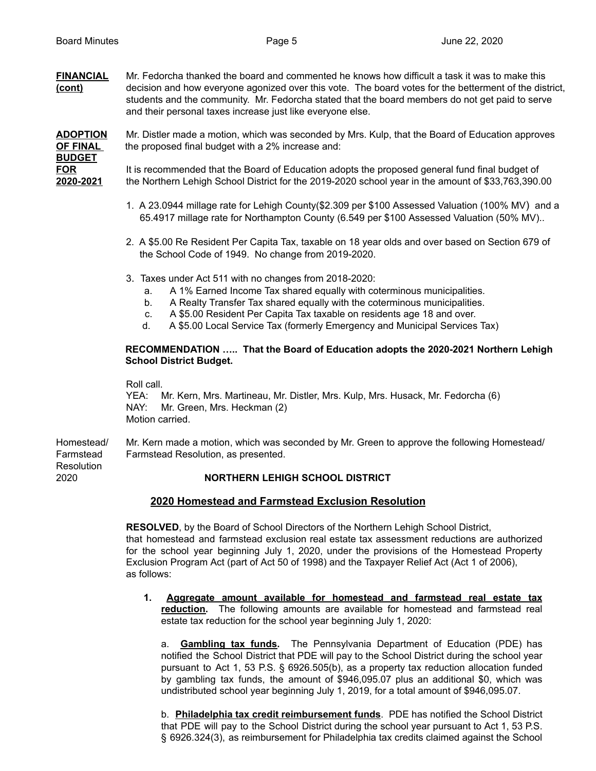**FINANCIAL (cont)**

Mr. Fedorcha thanked the board and commented he knows how difficult a task it was to make this decision and how everyone agonized over this vote. The board votes for the betterment of the district, students and the community. Mr. Fedorcha stated that the board members do not get paid to serve and their personal taxes increase just like everyone else.

**ADOPTION OF FINAL BUDGET FOR 2020-2021**

Mr. Distler made a motion, which was seconded by Mrs. Kulp, that the Board of Education approves the proposed final budget with a 2% increase and:

It is recommended that the Board of Education adopts the proposed general fund final budget of the Northern Lehigh School District for the 2019-2020 school year in the amount of $33,763,390.00

1. A 23.0944 millage rate for Lehigh County($2.309 per $100 Assessed Valuation (100% MV) and a 65.4917 millage rate for Northampton County (6.549 per $100 Assessed Valuation (50% MV)..
2. A $5.00 Re Resident Per Capita Tax, taxable on 18 year olds and over based on Section 679 of the School Code of 1949. No change from 2019-2020.
3. Taxes under Act 511 with no changes from 2018-2020:
   a. A 1% Earned Income Tax shared equally with coterminous municipalities.
   b. A Realty Transfer Tax shared equally with the coterminous municipalities.
   c. A $5.00 Resident Per Capita Tax taxable on residents age 18 and over.
   d. A $5.00 Local Service Tax (formerly Emergency and Municipal Services Tax)

**RECOMMENDATION ….. That the Board of Education adopts the 2020-2021 Northern Lehigh School District Budget.**

Roll call.
YEA: Mr. Kern, Mrs. Martineau, Mr. Distler, Mrs. Kulp, Mrs. Husack, Mr. Fedorcha (6)
NAY: Mr. Green, Mrs. Heckman (2)
Motion carried.

Homestead/ Farmstead Resolution 2020

Mr. Kern made a motion, which was seconded by Mr. Green to approve the following Homestead/ Farmstead Resolution, as presented.

**NORTHERN LEHIGH SCHOOL DISTRICT**

**2020 Homestead and Farmstead Exclusion Resolution**

**RESOLVED**, by the Board of School Directors of the Northern Lehigh School District, that homestead and farmstead exclusion real estate tax assessment reductions are authorized for the school year beginning July 1, 2020, under the provisions of the Homestead Property Exclusion Program Act (part of Act 50 of 1998) and the Taxpayer Relief Act (Act 1 of 2006), as follows:

**1. Aggregate amount available for homestead and farmstead real estate tax reduction.** The following amounts are available for homestead and farmstead real estate tax reduction for the school year beginning July 1, 2020:

a. **Gambling tax funds.** The Pennsylvania Department of Education (PDE) has notified the School District that PDE will pay to the School District during the school year pursuant to Act 1, 53 P.S. § 6926.505(b), as a property tax reduction allocation funded by gambling tax funds, the amount of $946,095.07 plus an additional $0, which was undistributed school year beginning July 1, 2019, for a total amount of $946,095.07.

b. **Philadelphia tax credit reimbursement funds**. PDE has notified the School District that PDE will pay to the School District during the school year pursuant to Act 1, 53 P.S. § 6926.324(3), as reimbursement for Philadelphia tax credits claimed against the School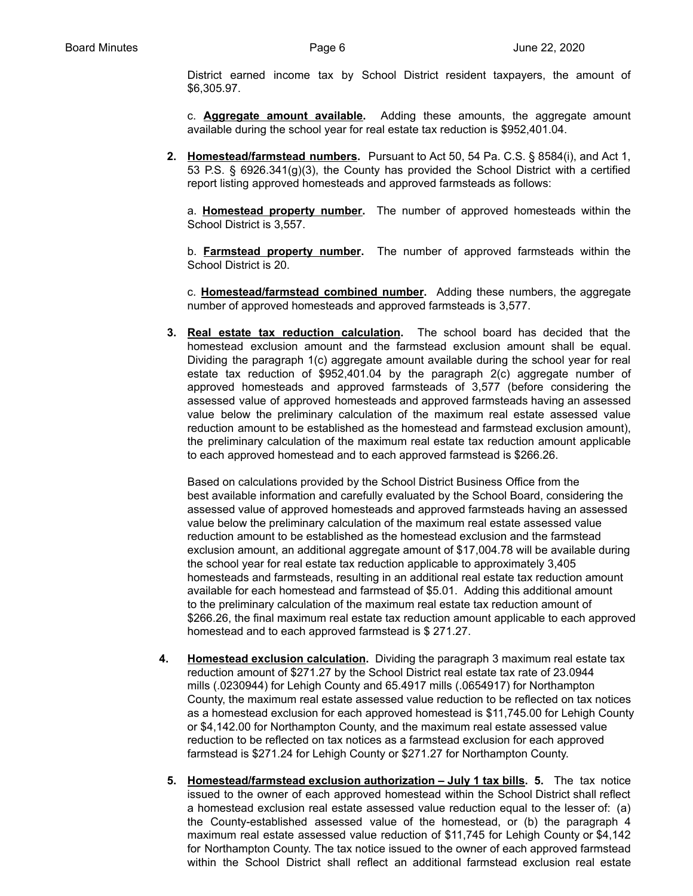District earned income tax by School District resident taxpayers, the amount of $6,305.97.

c. **Aggregate amount available.** Adding these amounts, the aggregate amount available during the school year for real estate tax reduction is $952,401.04.

2. **Homestead/farmstead numbers.** Pursuant to Act 50, 54 Pa. C.S. § 8584(i), and Act 1, 53 P.S. § 6926.341(g)(3), the County has provided the School District with a certified report listing approved homesteads and approved farmsteads as follows:

   a. **Homestead property number.** The number of approved homesteads within the School District is 3,557.

   b. **Farmstead property number.** The number of approved farmsteads within the School District is 20.

   c. **Homestead/farmstead combined number.** Adding these numbers, the aggregate number of approved homesteads and approved farmsteads is 3,577.

3. **Real estate tax reduction calculation.** The school board has decided that the homestead exclusion amount and the farmstead exclusion amount shall be equal. Dividing the paragraph 1(c) aggregate amount available during the school year for real estate tax reduction of $952,401.04 by the paragraph 2(c) aggregate number of approved homesteads and approved farmsteads of 3,577 (before considering the assessed value of approved homesteads and approved farmsteads having an assessed value below the preliminary calculation of the maximum real estate assessed value reduction amount to be established as the homestead and farmstead exclusion amount), the preliminary calculation of the maximum real estate tax reduction amount applicable to each approved homestead and to each approved farmstead is $266.26.

   Based on calculations provided by the School District Business Office from the best available information and carefully evaluated by the School Board, considering the assessed value of approved homesteads and approved farmsteads having an assessed value below the preliminary calculation of the maximum real estate assessed value reduction amount to be established as the homestead exclusion and the farmstead exclusion amount, an additional aggregate amount of $17,004.78 will be available during the school year for real estate tax reduction applicable to approximately 3,405 homesteads and farmsteads, resulting in an additional real estate tax reduction amount available for each homestead and farmstead of $5.01. Adding this additional amount to the preliminary calculation of the maximum real estate tax reduction amount of $266.26, the final maximum real estate tax reduction amount applicable to each approved homestead and to each approved farmstead is $ 271.27.

4. **Homestead exclusion calculation.** Dividing the paragraph 3 maximum real estate tax reduction amount of $271.27 by the School District real estate tax rate of 23.0944 mills (.0230944) for Lehigh County and 65.4917 mills (.0654917) for Northampton County, the maximum real estate assessed value reduction to be reflected on tax notices as a homestead exclusion for each approved homestead is $11,745.00 for Lehigh County or $4,142.00 for Northampton County, and the maximum real estate assessed value reduction to be reflected on tax notices as a farmstead exclusion for each approved farmstead is $271.24 for Lehigh County or $271.27 for Northampton County.

5. **Homestead/farmstead exclusion authorization – July 1 tax bills.** **5.** The tax notice issued to the owner of each approved homestead within the School District shall reflect a homestead exclusion real estate assessed value reduction equal to the lesser of: (a) the County-established assessed value of the homestead, or (b) the paragraph 4 maximum real estate assessed value reduction of $11,745 for Lehigh County or $4,142 for Northampton County. The tax notice issued to the owner of each approved farmstead within the School District shall reflect an additional farmstead exclusion real estate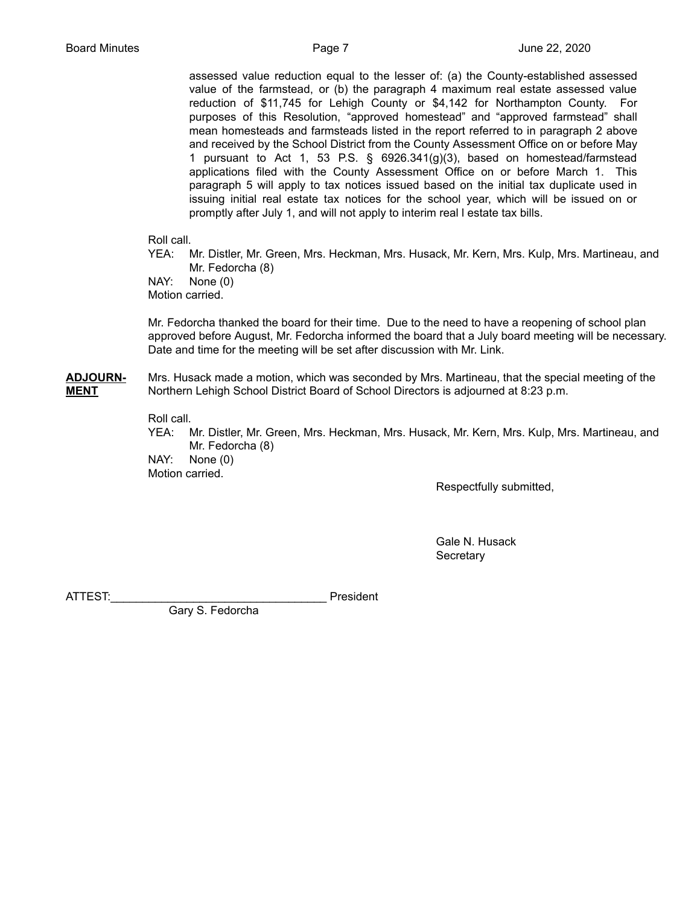assessed value reduction equal to the lesser of: (a) the County-established assessed value of the farmstead, or (b) the paragraph 4 maximum real estate assessed value reduction of $11,745 for Lehigh County or $4,142 for Northampton County. For purposes of this Resolution, "approved homestead" and "approved farmstead" shall mean homesteads and farmsteads listed in the report referred to in paragraph 2 above and received by the School District from the County Assessment Office on or before May 1 pursuant to Act 1, 53 P.S. § 6926.341(g)(3), based on homestead/farmstead applications filed with the County Assessment Office on or before March 1. This paragraph 5 will apply to tax notices issued based on the initial tax duplicate used in issuing initial real estate tax notices for the school year, which will be issued on or promptly after July 1, and will not apply to interim real l estate tax bills.

Roll call.
YEA: Mr. Distler, Mr. Green, Mrs. Heckman, Mrs. Husack, Mr. Kern, Mrs. Kulp, Mrs. Martineau, and Mr. Fedorcha (8)
NAY: None (0)
Motion carried.

Mr. Fedorcha thanked the board for their time. Due to the need to have a reopening of school plan approved before August, Mr. Fedorcha informed the board that a July board meeting will be necessary. Date and time for the meeting will be set after discussion with Mr. Link.

**ADJOURN-MENT**

Mrs. Husack made a motion, which was seconded by Mrs. Martineau, that the special meeting of the Northern Lehigh School District Board of School Directors is adjourned at 8:23 p.m.

Roll call.
YEA: Mr. Distler, Mr. Green, Mrs. Heckman, Mrs. Husack, Mr. Kern, Mrs. Kulp, Mrs. Martineau, and Mr. Fedorcha (8)
NAY: None (0)
Motion carried.

Respectfully submitted,

Gale N. Husack
Secretary

ATTEST:\_\_\_\_\_\_\_\_\_\_\_\_\_\_\_\_\_\_\_\_\_\_\_\_\_\_\_\_\_\_\_\_\_\_ President
Gary S. Fedorcha